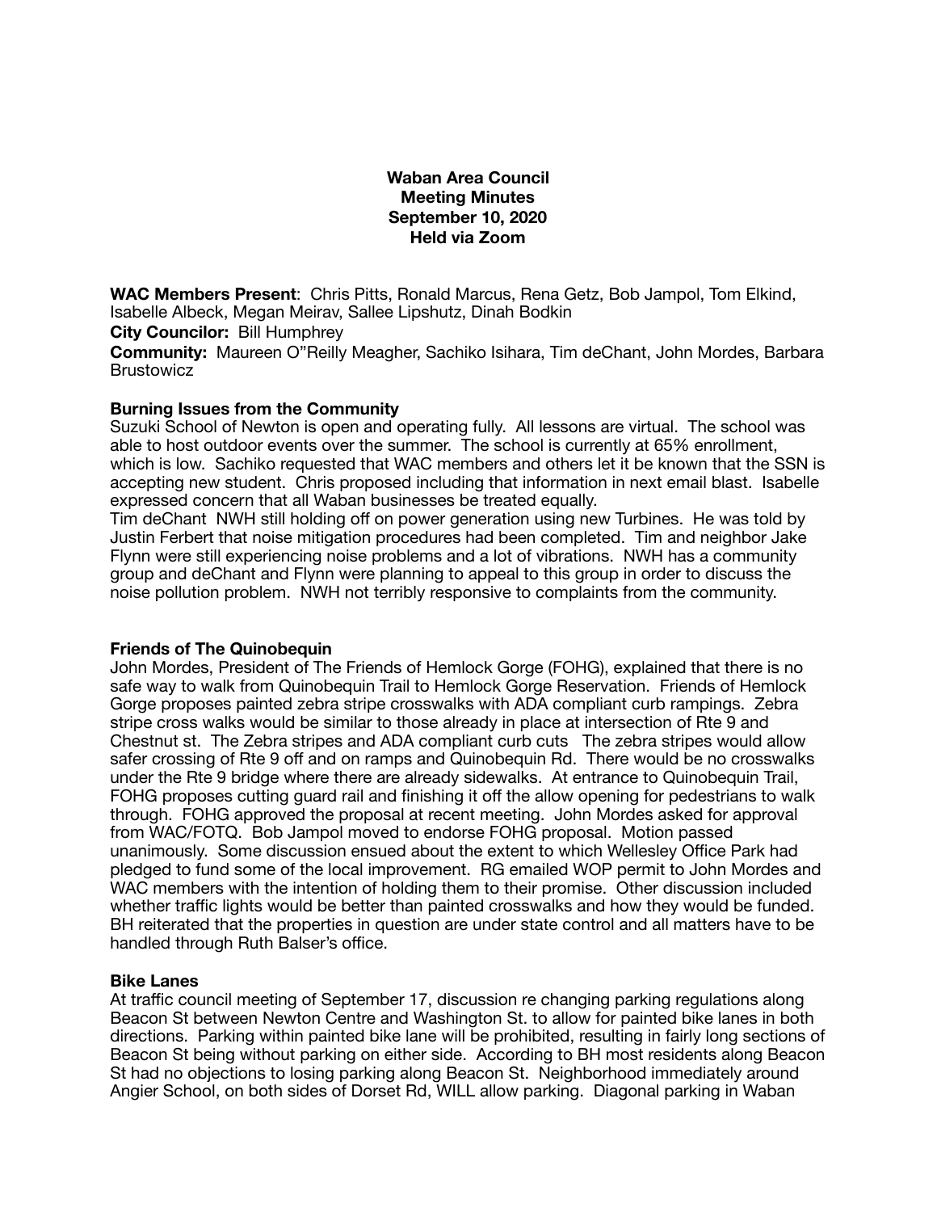**Waban Area Council**
**Meeting Minutes**
**September 10, 2020**
**Held via Zoom**

**WAC Members Present**: Chris Pitts, Ronald Marcus, Rena Getz, Bob Jampol, Tom Elkind, Isabelle Albeck, Megan Meirav, Sallee Lipshutz, Dinah Bodkin
**City Councilor:** Bill Humphrey
**Community:** Maureen O"Reilly Meagher, Sachiko Isihara, Tim deChant, John Mordes, Barbara Brustowicz

**Burning Issues from the Community**
Suzuki School of Newton is open and operating fully. All lessons are virtual. The school was able to host outdoor events over the summer. The school is currently at 65% enrollment, which is low. Sachiko requested that WAC members and others let it be known that the SSN is accepting new student. Chris proposed including that information in next email blast. Isabelle expressed concern that all Waban businesses be treated equally.
Tim deChant NWH still holding off on power generation using new Turbines. He was told by Justin Ferbert that noise mitigation procedures had been completed. Tim and neighbor Jake Flynn were still experiencing noise problems and a lot of vibrations. NWH has a community group and deChant and Flynn were planning to appeal to this group in order to discuss the noise pollution problem. NWH not terribly responsive to complaints from the community.

**Friends of The Quinobequin**
John Mordes, President of The Friends of Hemlock Gorge (FOHG), explained that there is no safe way to walk from Quinobequin Trail to Hemlock Gorge Reservation. Friends of Hemlock Gorge proposes painted zebra stripe crosswalks with ADA compliant curb rampings. Zebra stripe cross walks would be similar to those already in place at intersection of Rte 9 and Chestnut st. The Zebra stripes and ADA compliant curb cuts The zebra stripes would allow safer crossing of Rte 9 off and on ramps and Quinobequin Rd. There would be no crosswalks under the Rte 9 bridge where there are already sidewalks. At entrance to Quinobequin Trail, FOHG proposes cutting guard rail and finishing it off the allow opening for pedestrians to walk through. FOHG approved the proposal at recent meeting. John Mordes asked for approval from WAC/FOTQ. Bob Jampol moved to endorse FOHG proposal. Motion passed unanimously. Some discussion ensued about the extent to which Wellesley Office Park had pledged to fund some of the local improvement. RG emailed WOP permit to John Mordes and WAC members with the intention of holding them to their promise. Other discussion included whether traffic lights would be better than painted crosswalks and how they would be funded. BH reiterated that the properties in question are under state control and all matters have to be handled through Ruth Balser's office.

**Bike Lanes**
At traffic council meeting of September 17, discussion re changing parking regulations along Beacon St between Newton Centre and Washington St. to allow for painted bike lanes in both directions. Parking within painted bike lane will be prohibited, resulting in fairly long sections of Beacon St being without parking on either side. According to BH most residents along Beacon St had no objections to losing parking along Beacon St. Neighborhood immediately around Angier School, on both sides of Dorset Rd, WILL allow parking. Diagonal parking in Waban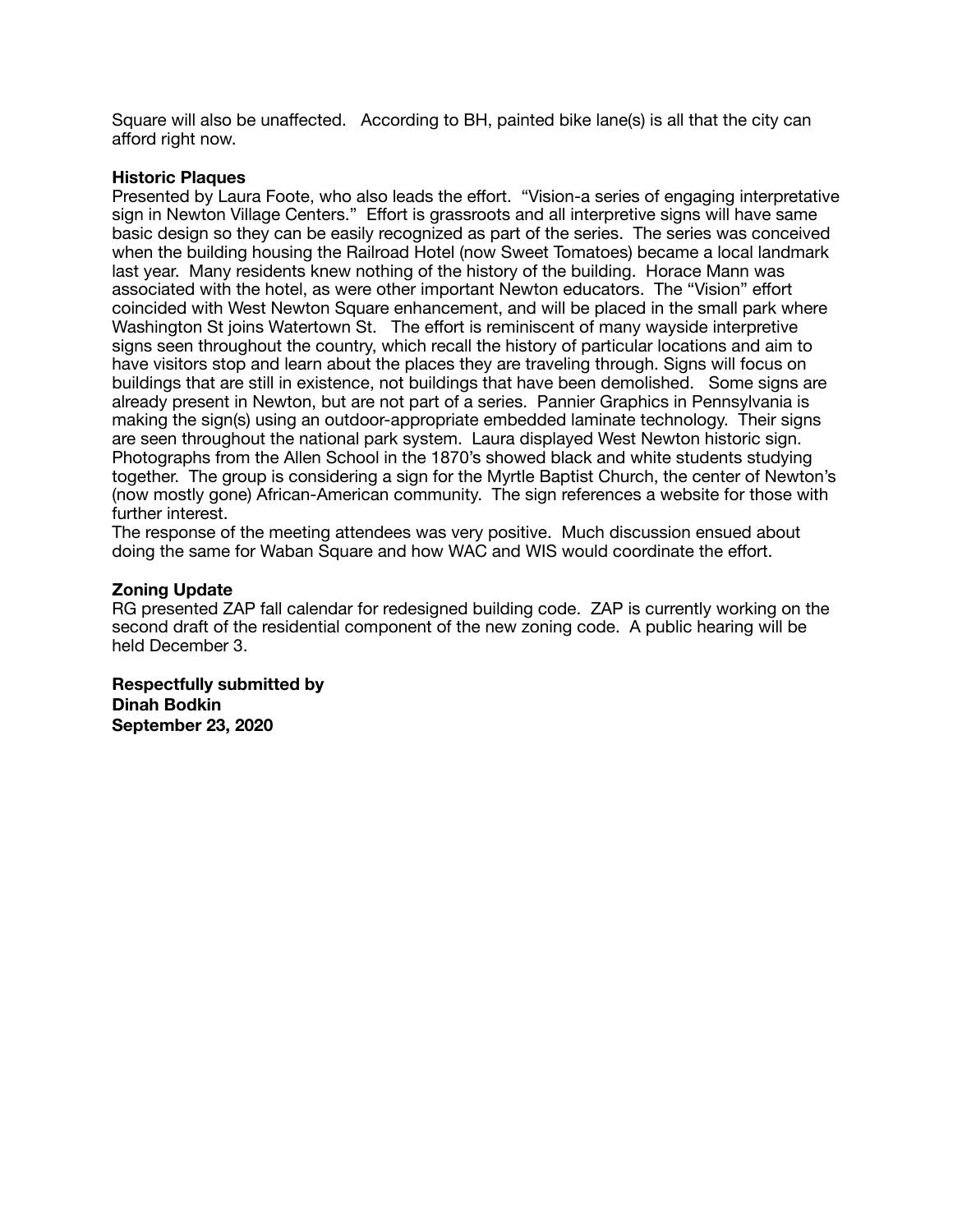Square will also be unaffected. According to BH, painted bike lane(s) is all that the city can afford right now.

**Historic Plaques**

Presented by Laura Foote, who also leads the effort. "Vision-a series of engaging interpretative sign in Newton Village Centers." Effort is grassroots and all interpretive signs will have same basic design so they can be easily recognized as part of the series. The series was conceived when the building housing the Railroad Hotel (now Sweet Tomatoes) became a local landmark last year. Many residents knew nothing of the history of the building. Horace Mann was associated with the hotel, as were other important Newton educators. The "Vision" effort coincided with West Newton Square enhancement, and will be placed in the small park where Washington St joins Watertown St. The effort is reminiscent of many wayside interpretive signs seen throughout the country, which recall the history of particular locations and aim to have visitors stop and learn about the places they are traveling through. Signs will focus on buildings that are still in existence, not buildings that have been demolished. Some signs are already present in Newton, but are not part of a series. Pannier Graphics in Pennsylvania is making the sign(s) using an outdoor-appropriate embedded laminate technology. Their signs are seen throughout the national park system. Laura displayed West Newton historic sign. Photographs from the Allen School in the 1870's showed black and white students studying together. The group is considering a sign for the Myrtle Baptist Church, the center of Newton's (now mostly gone) African-American community. The sign references a website for those with further interest.

The response of the meeting attendees was very positive. Much discussion ensued about doing the same for Waban Square and how WAC and WIS would coordinate the effort.

**Zoning Update**

RG presented ZAP fall calendar for redesigned building code. ZAP is currently working on the second draft of the residential component of the new zoning code. A public hearing will be held December 3.

**Respectfully submitted by**
**Dinah Bodkin**
**September 23, 2020**